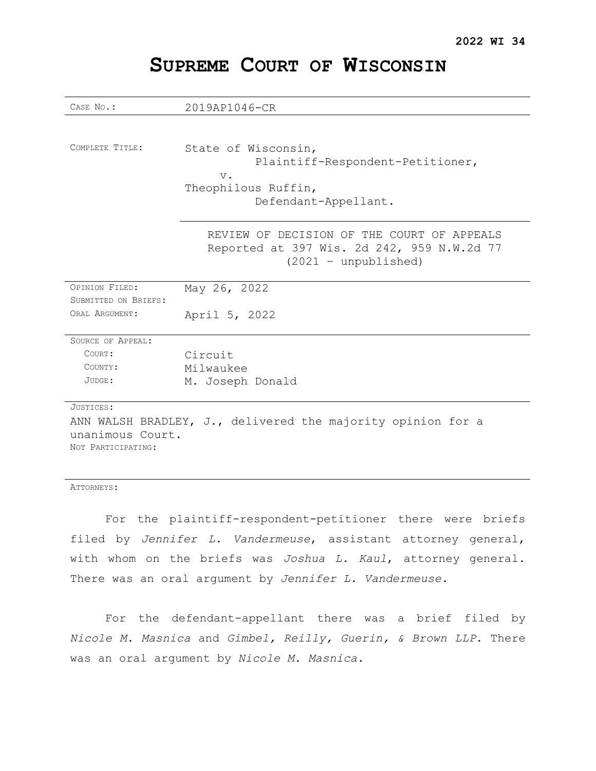**2022 WI 34**

# SUPREME COURT OF WISCONSIN

| | |
|---|---|
| CASE NO.: | 2019AP1046-CR |
| COMPLETE TITLE: | State of Wisconsin,<br>Plaintiff-Respondent-Petitioner,<br>v.<br>Theophilous Ruffin,<br>Defendant-Appellant. |
| | REVIEW OF DECISION OF THE COURT OF APPEALS<br>Reported at 397 Wis. 2d 242, 959 N.W.2d 77<br>(2021 – unpublished) |
| OPINION FILED: | May 26, 2022 |
| SUBMITTED ON BRIEFS: | |
| ORAL ARGUMENT: | April 5, 2022 |
| SOURCE OF APPEAL: | |
| COURT: | Circuit |
| COUNTY: | Milwaukee |
| JUDGE: | M. Joseph Donald |

JUSTICES:

ANN WALSH BRADLEY, J., delivered the majority opinion for a unanimous Court.

NOT PARTICIPATING:

ATTORNEYS:

For the plaintiff-respondent-petitioner there were briefs filed by *Jennifer L. Vandermeuse*, assistant attorney general, with whom on the briefs was *Joshua L. Kaul*, attorney general. There was an oral argument by *Jennifer L. Vandermeuse*.

For the defendant-appellant there was a brief filed by *Nicole M. Masnica* and *Gimbel, Reilly, Guerin, & Brown LLP.* There was an oral argument by *Nicole M. Masnica*.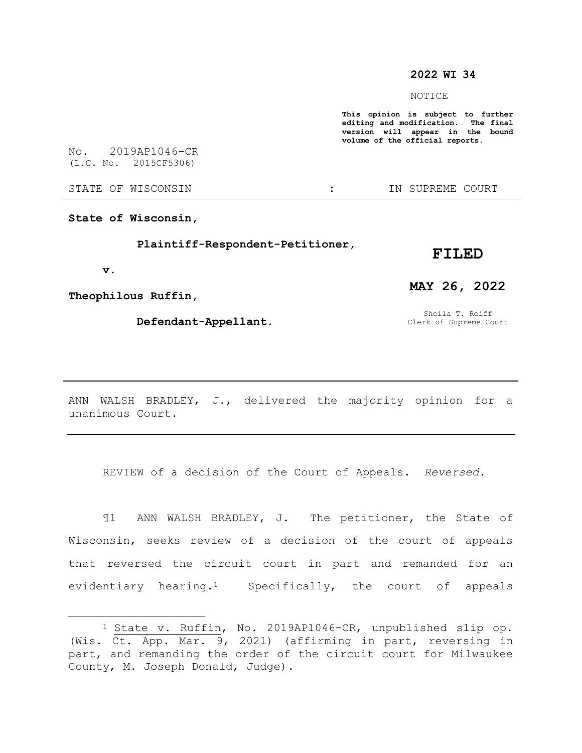**2022 WI 34**

NOTICE

**This opinion is subject to further editing and modification. The final version will appear in the bound volume of the official reports.**

No. 2019AP1046-CR
(L.C. No. 2015CF5306)

STATE OF WISCONSIN : IN SUPREME COURT

---

**State of Wisconsin,**

**Plaintiff-Respondent-Petitioner,**

**v.**

**Theophilous Ruffin,**

**Defendant-Appellant.**

**FILED**

**MAY 26, 2022**

Sheila T. Reiff
Clerk of Supreme Court

---

ANN WALSH BRADLEY, J., delivered the majority opinion for a unanimous Court.

---

REVIEW of a decision of the Court of Appeals. *Reversed.*

¶1 ANN WALSH BRADLEY, J. The petitioner, the State of Wisconsin, seeks review of a decision of the court of appeals that reversed the circuit court in part and remanded for an evidentiary hearing.[1] Specifically, the court of appeals

---

[1] State v. Ruffin, No. 2019AP1046-CR, unpublished slip op. (Wis. Ct. App. Mar. 9, 2021) (affirming in part, reversing in part, and remanding the order of the circuit court for Milwaukee County, M. Joseph Donald, Judge).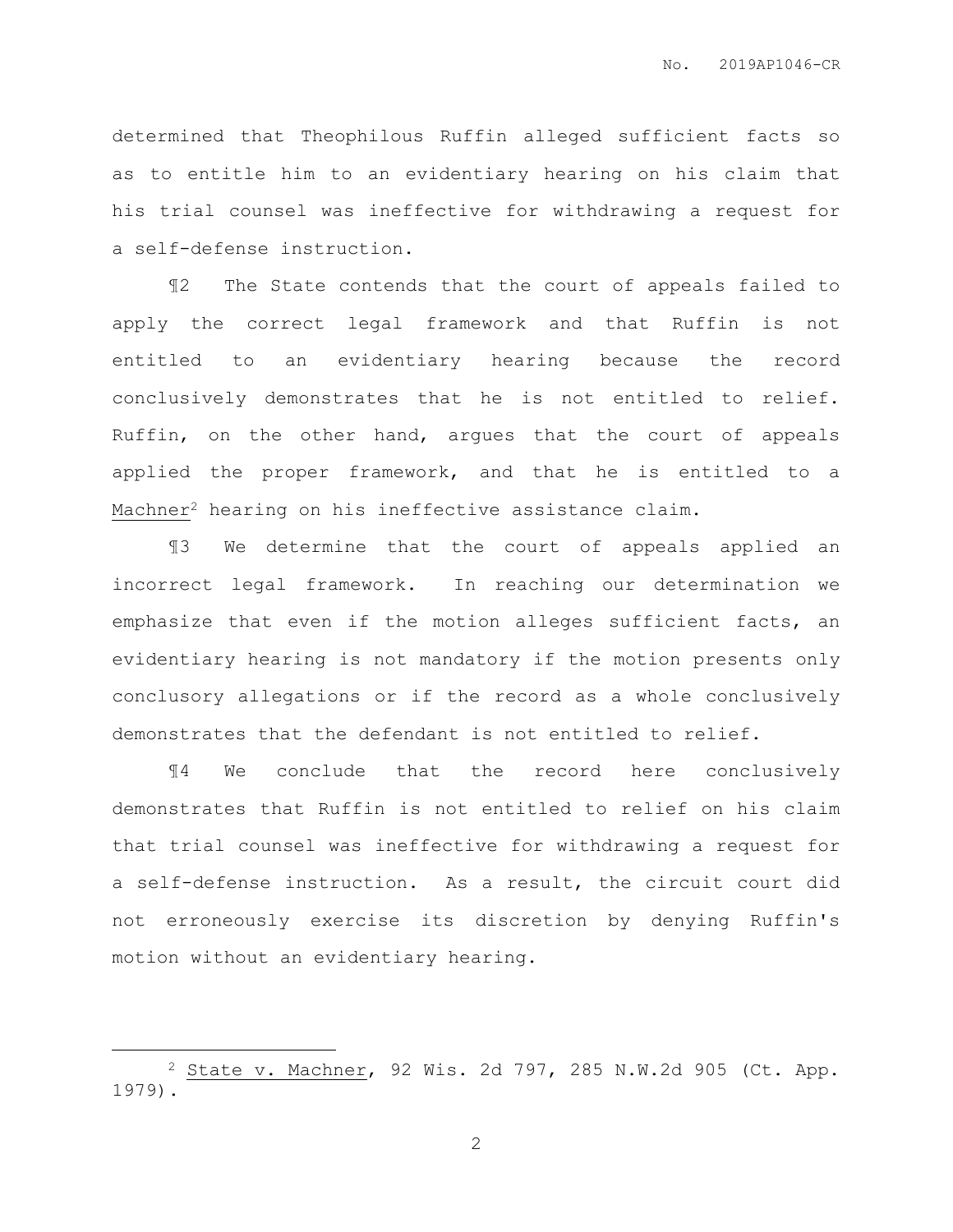determined that Theophilous Ruffin alleged sufficient facts so as to entitle him to an evidentiary hearing on his claim that his trial counsel was ineffective for withdrawing a request for a self-defense instruction.

¶2 The State contends that the court of appeals failed to apply the correct legal framework and that Ruffin is not entitled to an evidentiary hearing because the record conclusively demonstrates that he is not entitled to relief. Ruffin, on the other hand, argues that the court of appeals applied the proper framework, and that he is entitled to a Machner[2] hearing on his ineffective assistance claim.

¶3 We determine that the court of appeals applied an incorrect legal framework. In reaching our determination we emphasize that even if the motion alleges sufficient facts, an evidentiary hearing is not mandatory if the motion presents only conclusory allegations or if the record as a whole conclusively demonstrates that the defendant is not entitled to relief.

¶4 We conclude that the record here conclusively demonstrates that Ruffin is not entitled to relief on his claim that trial counsel was ineffective for withdrawing a request for a self-defense instruction. As a result, the circuit court did not erroneously exercise its discretion by denying Ruffin's motion without an evidentiary hearing.

---

[2] State v. Machner, 92 Wis. 2d 797, 285 N.W.2d 905 (Ct. App. 1979).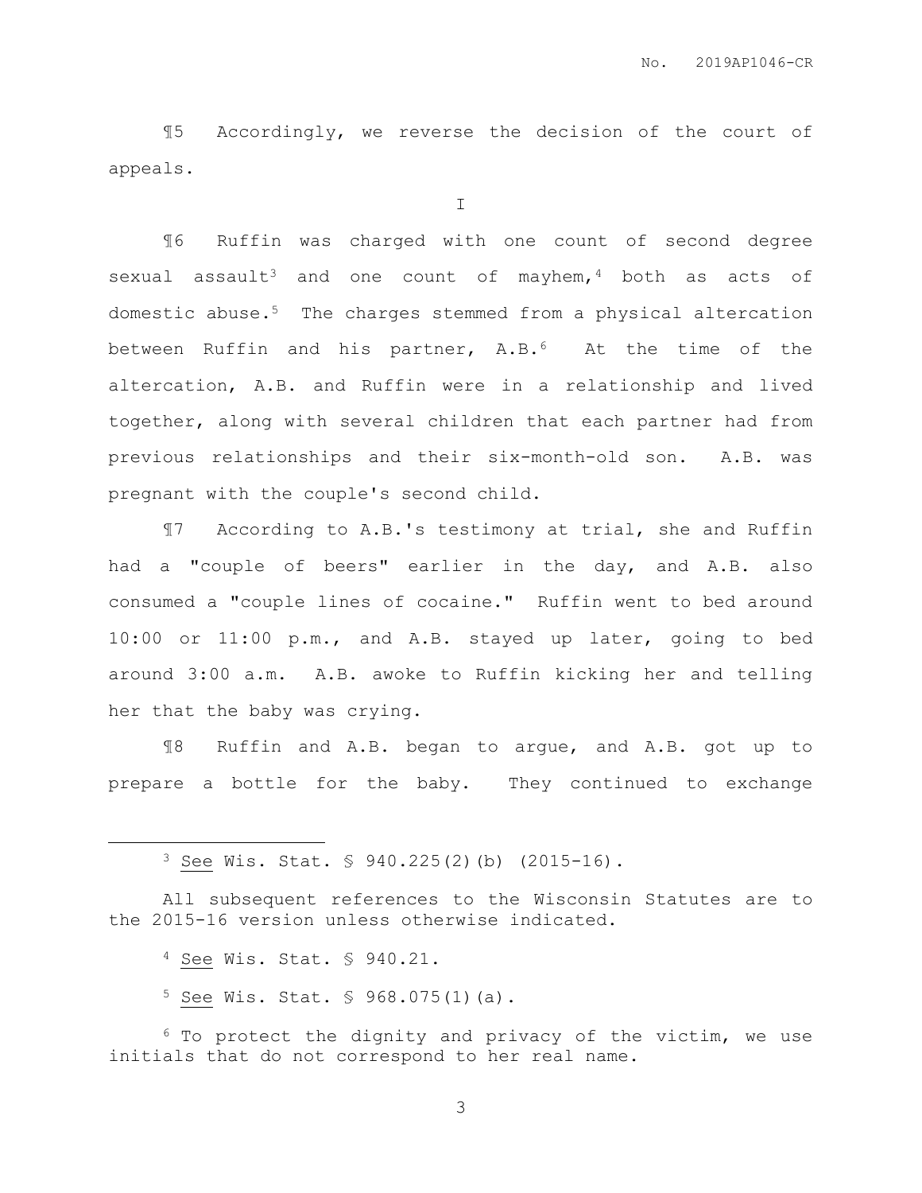¶5 Accordingly, we reverse the decision of the court of appeals.

I

¶6 Ruffin was charged with one count of second degree sexual assault[3] and one count of mayhem,[4] both as acts of domestic abuse.[5] The charges stemmed from a physical altercation between Ruffin and his partner, A.B.[6] At the time of the altercation, A.B. and Ruffin were in a relationship and lived together, along with several children that each partner had from previous relationships and their six-month-old son. A.B. was pregnant with the couple's second child.

¶7 According to A.B.'s testimony at trial, she and Ruffin had a "couple of beers" earlier in the day, and A.B. also consumed a "couple lines of cocaine." Ruffin went to bed around 10:00 or 11:00 p.m., and A.B. stayed up later, going to bed around 3:00 a.m. A.B. awoke to Ruffin kicking her and telling her that the baby was crying.

¶8 Ruffin and A.B. began to argue, and A.B. got up to prepare a bottle for the baby. They continued to exchange

---

[3] See Wis. Stat. § 940.225(2)(b) (2015-16).

All subsequent references to the Wisconsin Statutes are to the 2015-16 version unless otherwise indicated.

[4] See Wis. Stat. § 940.21.

[5] See Wis. Stat. § 968.075(1)(a).

[6] To protect the dignity and privacy of the victim, we use initials that do not correspond to her real name.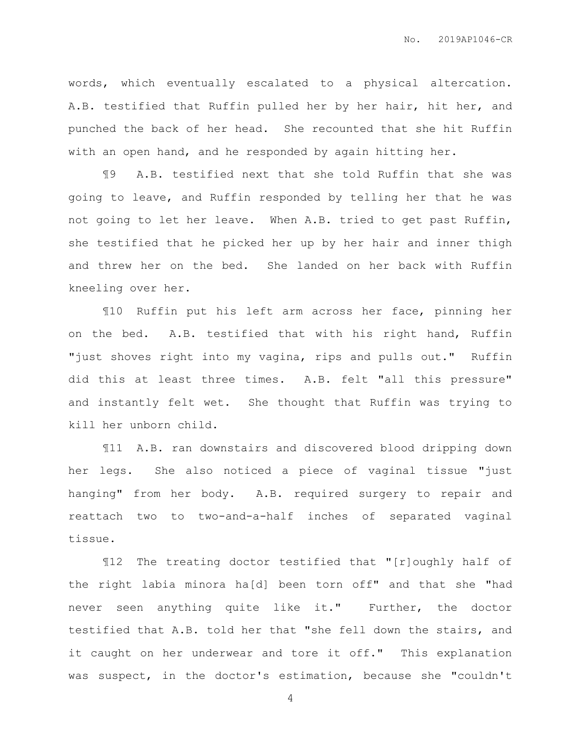words, which eventually escalated to a physical altercation. A.B. testified that Ruffin pulled her by her hair, hit her, and punched the back of her head. She recounted that she hit Ruffin with an open hand, and he responded by again hitting her.

¶9 A.B. testified next that she told Ruffin that she was going to leave, and Ruffin responded by telling her that he was not going to let her leave. When A.B. tried to get past Ruffin, she testified that he picked her up by her hair and inner thigh and threw her on the bed. She landed on her back with Ruffin kneeling over her.

¶10 Ruffin put his left arm across her face, pinning her on the bed. A.B. testified that with his right hand, Ruffin "just shoves right into my vagina, rips and pulls out." Ruffin did this at least three times. A.B. felt "all this pressure" and instantly felt wet. She thought that Ruffin was trying to kill her unborn child.

¶11 A.B. ran downstairs and discovered blood dripping down her legs. She also noticed a piece of vaginal tissue "just hanging" from her body. A.B. required surgery to repair and reattach two to two-and-a-half inches of separated vaginal tissue.

¶12 The treating doctor testified that "[r]oughly half of the right labia minora ha[d] been torn off" and that she "had never seen anything quite like it." Further, the doctor testified that A.B. told her that "she fell down the stairs, and it caught on her underwear and tore it off." This explanation was suspect, in the doctor's estimation, because she "couldn't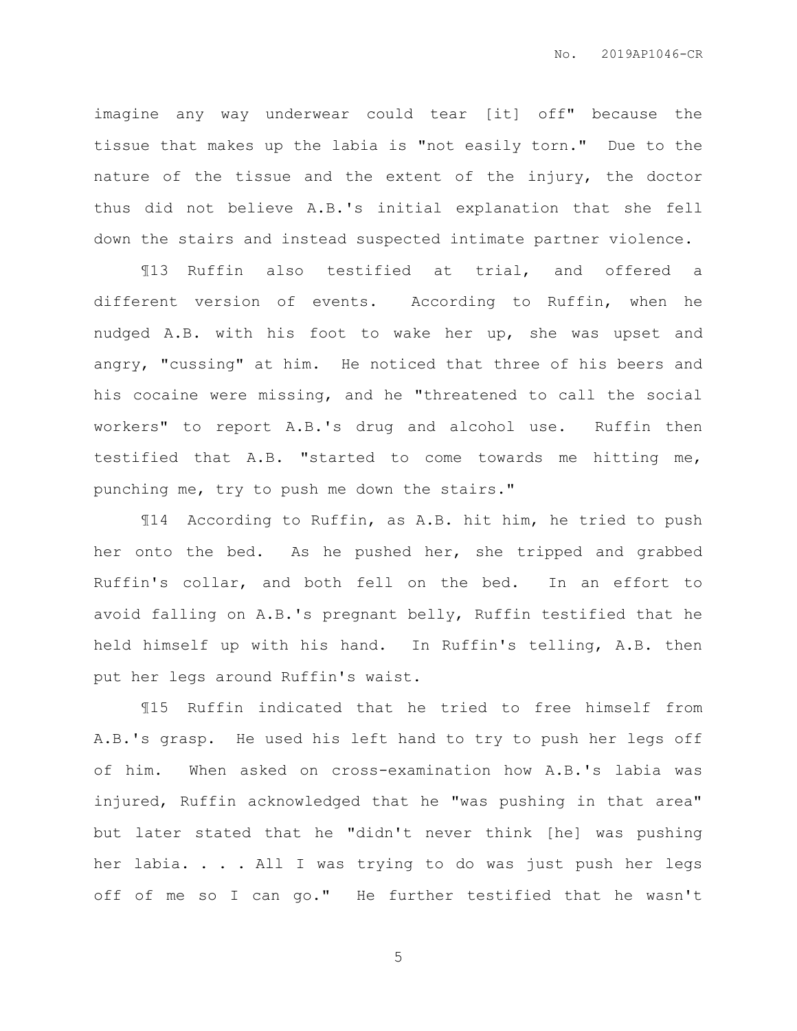imagine any way underwear could tear [it] off" because the tissue that makes up the labia is "not easily torn." Due to the nature of the tissue and the extent of the injury, the doctor thus did not believe A.B.'s initial explanation that she fell down the stairs and instead suspected intimate partner violence.

¶13 Ruffin also testified at trial, and offered a different version of events. According to Ruffin, when he nudged A.B. with his foot to wake her up, she was upset and angry, "cussing" at him. He noticed that three of his beers and his cocaine were missing, and he "threatened to call the social workers" to report A.B.'s drug and alcohol use. Ruffin then testified that A.B. "started to come towards me hitting me, punching me, try to push me down the stairs."

¶14 According to Ruffin, as A.B. hit him, he tried to push her onto the bed. As he pushed her, she tripped and grabbed Ruffin's collar, and both fell on the bed. In an effort to avoid falling on A.B.'s pregnant belly, Ruffin testified that he held himself up with his hand. In Ruffin's telling, A.B. then put her legs around Ruffin's waist.

¶15 Ruffin indicated that he tried to free himself from A.B.'s grasp. He used his left hand to try to push her legs off of him. When asked on cross-examination how A.B.'s labia was injured, Ruffin acknowledged that he "was pushing in that area" but later stated that he "didn't never think [he] was pushing her labia. . . . All I was trying to do was just push her legs off of me so I can go." He further testified that he wasn't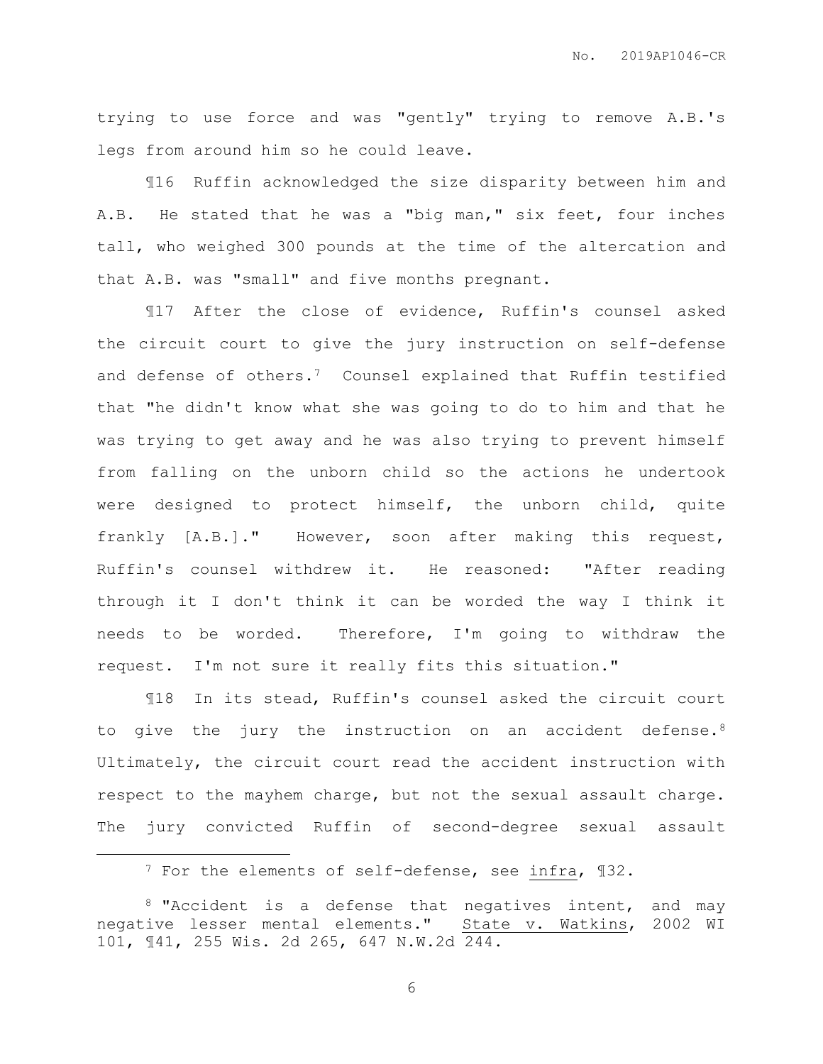trying to use force and was "gently" trying to remove A.B.'s legs from around him so he could leave.

¶16 Ruffin acknowledged the size disparity between him and A.B. He stated that he was a "big man," six feet, four inches tall, who weighed 300 pounds at the time of the altercation and that A.B. was "small" and five months pregnant.

¶17 After the close of evidence, Ruffin's counsel asked the circuit court to give the jury instruction on self-defense and defense of others.[7] Counsel explained that Ruffin testified that "he didn't know what she was going to do to him and that he was trying to get away and he was also trying to prevent himself from falling on the unborn child so the actions he undertook were designed to protect himself, the unborn child, quite frankly [A.B.]." However, soon after making this request, Ruffin's counsel withdrew it. He reasoned: "After reading through it I don't think it can be worded the way I think it needs to be worded. Therefore, I'm going to withdraw the request. I'm not sure it really fits this situation."

¶18 In its stead, Ruffin's counsel asked the circuit court to give the jury the instruction on an accident defense.[8] Ultimately, the circuit court read the accident instruction with respect to the mayhem charge, but not the sexual assault charge. The jury convicted Ruffin of second-degree sexual assault

---

[7] For the elements of self-defense, see _infra_, ¶32.

[8] "Accident is a defense that negatives intent, and may negative lesser mental elements." _State v. Watkins_, 2002 WI 101, ¶41, 255 Wis. 2d 265, 647 N.W.2d 244.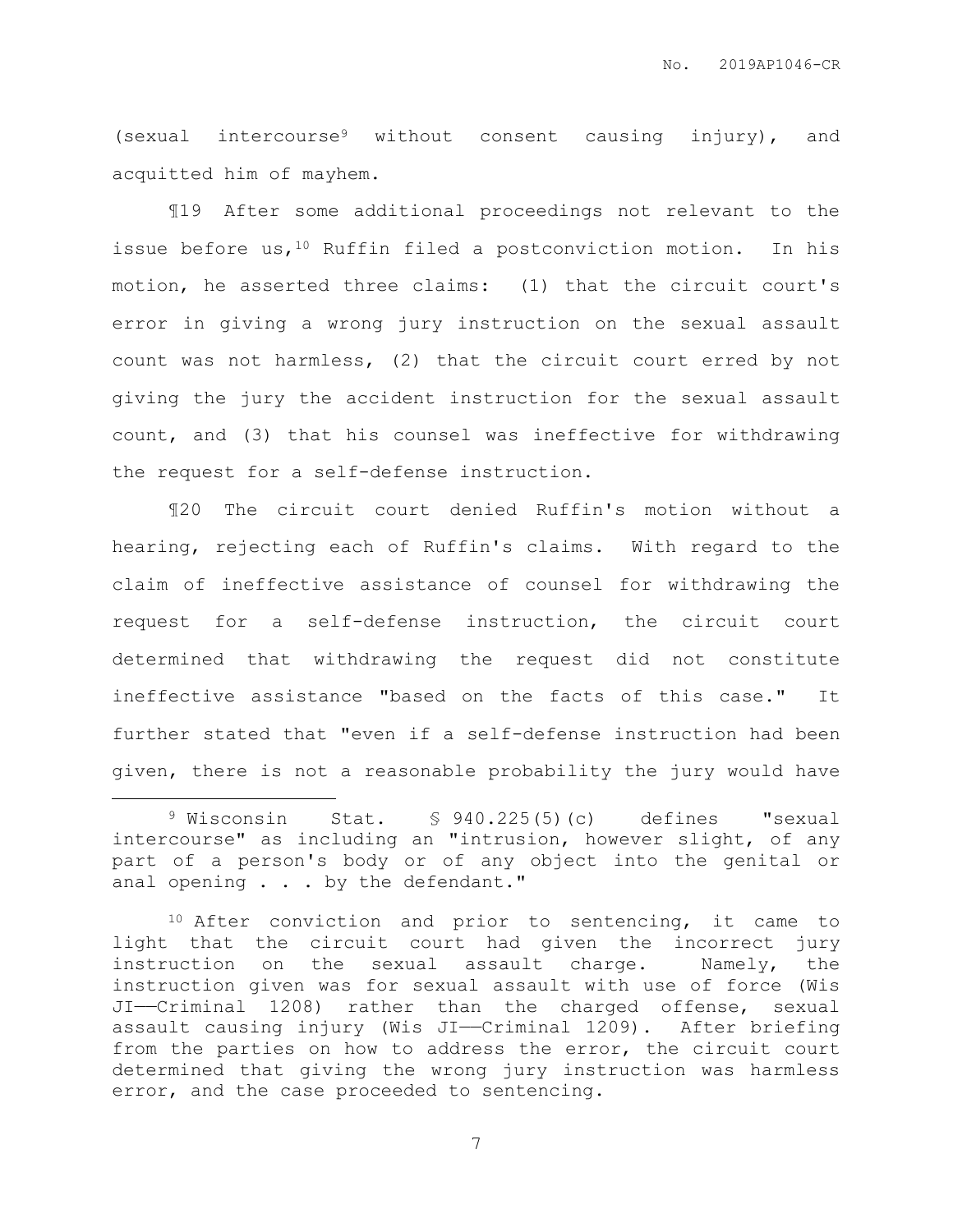(sexual intercourse[9] without consent causing injury), and acquitted him of mayhem.

¶19 After some additional proceedings not relevant to the issue before us,[10] Ruffin filed a postconviction motion. In his motion, he asserted three claims: (1) that the circuit court's error in giving a wrong jury instruction on the sexual assault count was not harmless, (2) that the circuit court erred by not giving the jury the accident instruction for the sexual assault count, and (3) that his counsel was ineffective for withdrawing the request for a self-defense instruction.

¶20 The circuit court denied Ruffin's motion without a hearing, rejecting each of Ruffin's claims. With regard to the claim of ineffective assistance of counsel for withdrawing the request for a self-defense instruction, the circuit court determined that withdrawing the request did not constitute ineffective assistance "based on the facts of this case." It further stated that "even if a self-defense instruction had been given, there is not a reasonable probability the jury would have

---

[9] Wisconsin Stat. § 940.225(5)(c) defines "sexual intercourse" as including an "intrusion, however slight, of any part of a person's body or of any object into the genital or anal opening . . . by the defendant."

[10] After conviction and prior to sentencing, it came to light that the circuit court had given the incorrect jury instruction on the sexual assault charge. Namely, the instruction given was for sexual assault with use of force (Wis JI——Criminal 1208) rather than the charged offense, sexual assault causing injury (Wis JI——Criminal 1209). After briefing from the parties on how to address the error, the circuit court determined that giving the wrong jury instruction was harmless error, and the case proceeded to sentencing.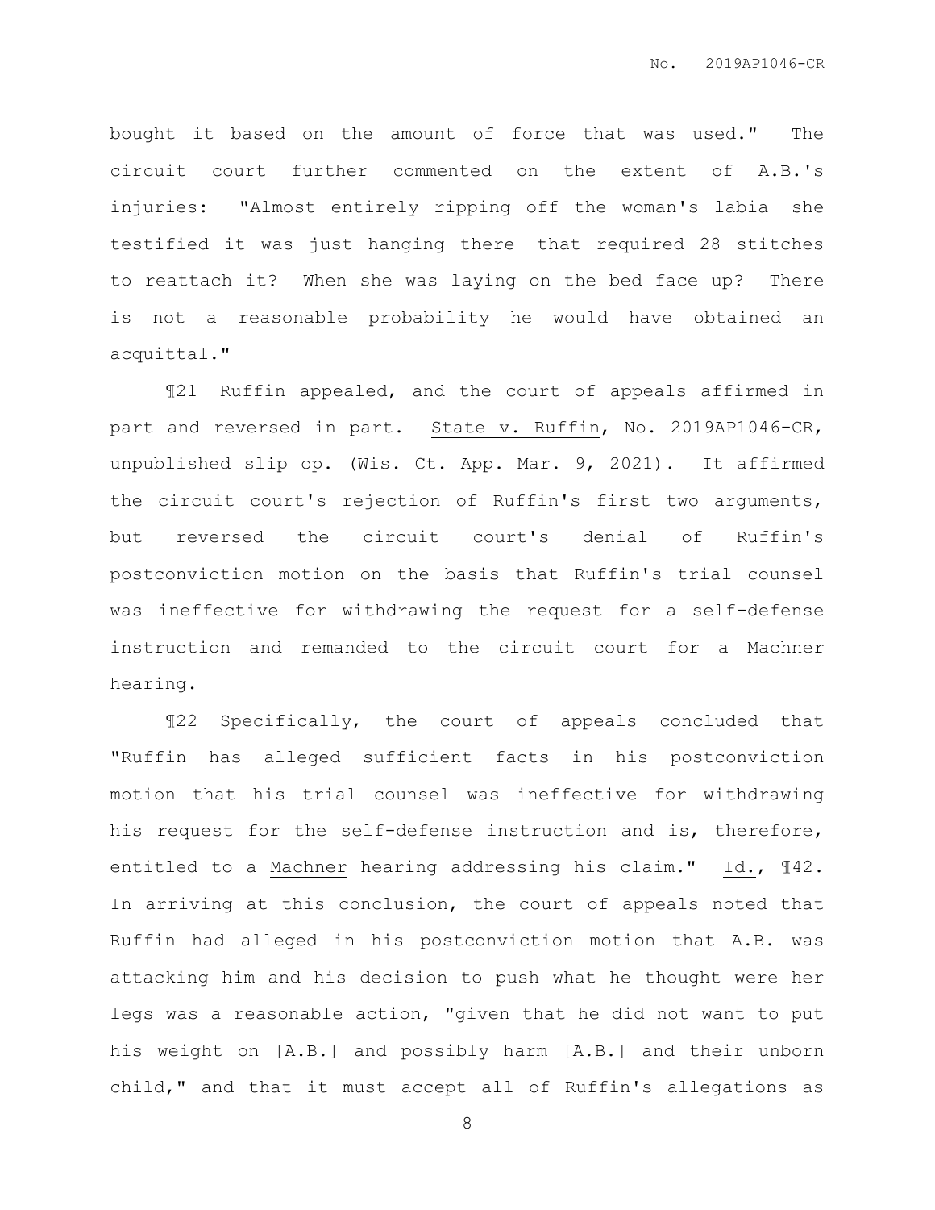bought it based on the amount of force that was used." The circuit court further commented on the extent of A.B.'s injuries: "Almost entirely ripping off the woman's labia——she testified it was just hanging there——that required 28 stitches to reattach it? When she was laying on the bed face up? There is not a reasonable probability he would have obtained an acquittal."

¶21 Ruffin appealed, and the court of appeals affirmed in part and reversed in part. State v. Ruffin, No. 2019AP1046-CR, unpublished slip op. (Wis. Ct. App. Mar. 9, 2021). It affirmed the circuit court's rejection of Ruffin's first two arguments, but reversed the circuit court's denial of Ruffin's postconviction motion on the basis that Ruffin's trial counsel was ineffective for withdrawing the request for a self-defense instruction and remanded to the circuit court for a Machner hearing.

¶22 Specifically, the court of appeals concluded that "Ruffin has alleged sufficient facts in his postconviction motion that his trial counsel was ineffective for withdrawing his request for the self-defense instruction and is, therefore, entitled to a Machner hearing addressing his claim." Id., ¶42. In arriving at this conclusion, the court of appeals noted that Ruffin had alleged in his postconviction motion that A.B. was attacking him and his decision to push what he thought were her legs was a reasonable action, "given that he did not want to put his weight on [A.B.] and possibly harm [A.B.] and their unborn child," and that it must accept all of Ruffin's allegations as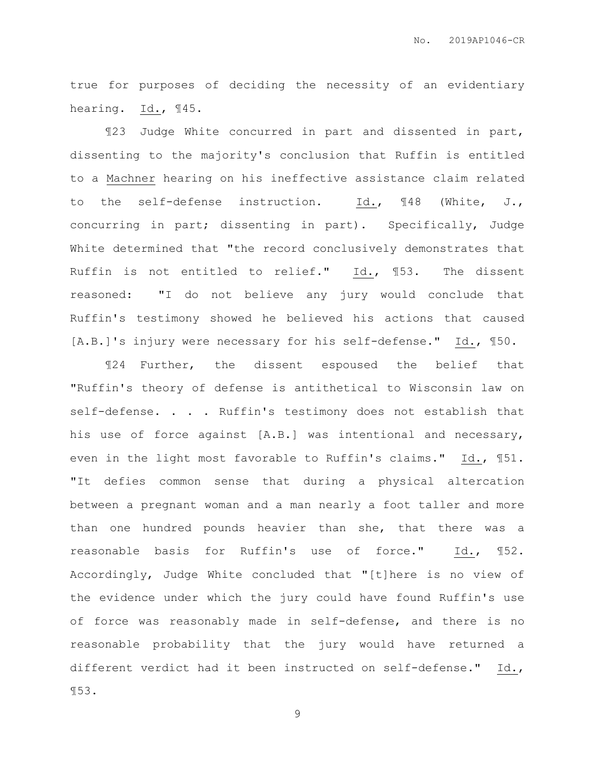true for purposes of deciding the necessity of an evidentiary hearing. Id., ¶45.

¶23 Judge White concurred in part and dissented in part, dissenting to the majority's conclusion that Ruffin is entitled to a Machner hearing on his ineffective assistance claim related to the self-defense instruction. Id., ¶48 (White, J., concurring in part; dissenting in part). Specifically, Judge White determined that "the record conclusively demonstrates that Ruffin is not entitled to relief." Id., ¶53. The dissent reasoned: "I do not believe any jury would conclude that Ruffin's testimony showed he believed his actions that caused [A.B.]'s injury were necessary for his self-defense." Id., ¶50.

¶24 Further, the dissent espoused the belief that "Ruffin's theory of defense is antithetical to Wisconsin law on self-defense. . . . Ruffin's testimony does not establish that his use of force against [A.B.] was intentional and necessary, even in the light most favorable to Ruffin's claims." Id., ¶51. "It defies common sense that during a physical altercation between a pregnant woman and a man nearly a foot taller and more than one hundred pounds heavier than she, that there was a reasonable basis for Ruffin's use of force." Id., ¶52. Accordingly, Judge White concluded that "[t]here is no view of the evidence under which the jury could have found Ruffin's use of force was reasonably made in self-defense, and there is no reasonable probability that the jury would have returned a different verdict had it been instructed on self-defense." Id., ¶53.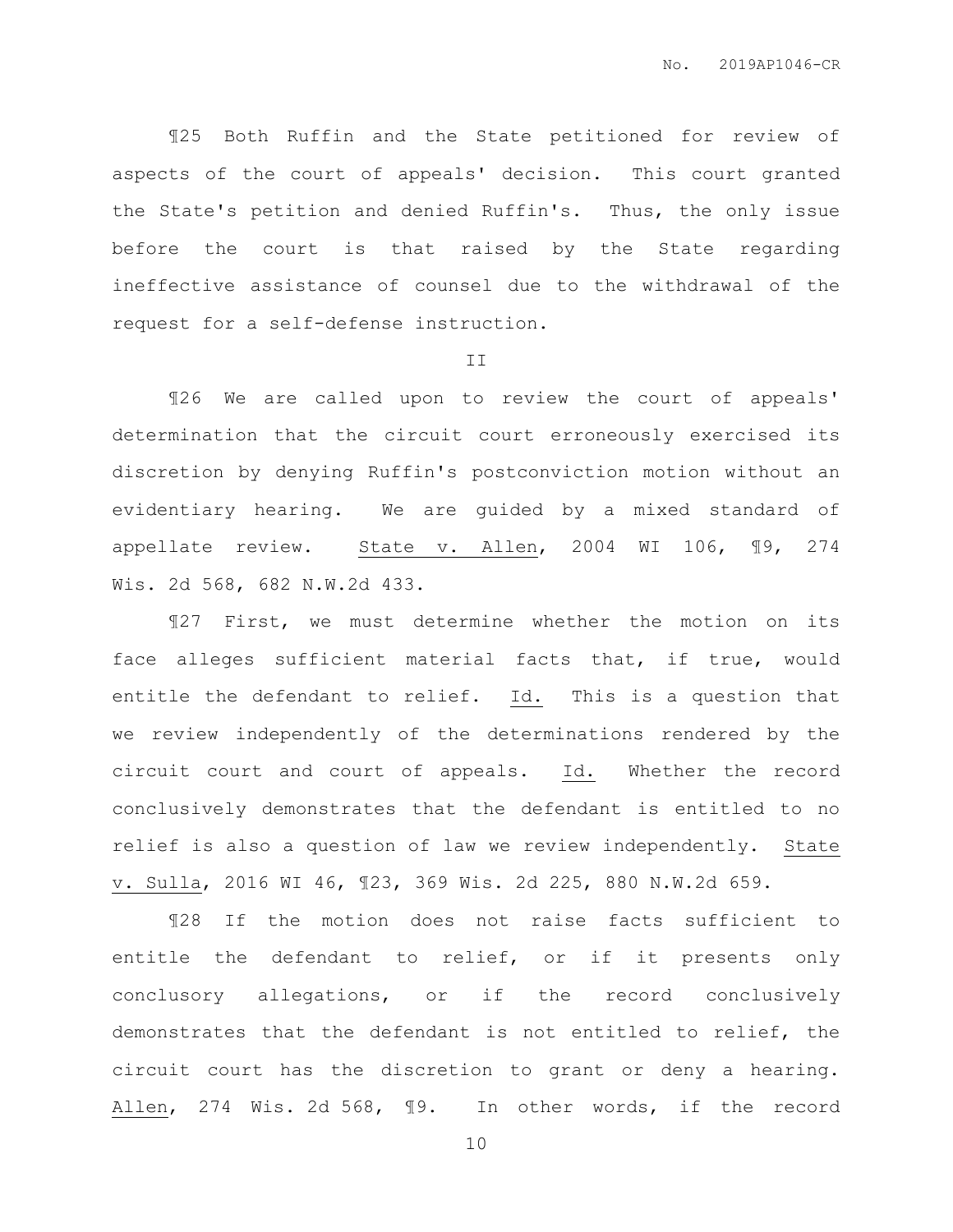¶25 Both Ruffin and the State petitioned for review of aspects of the court of appeals' decision. This court granted the State's petition and denied Ruffin's. Thus, the only issue before the court is that raised by the State regarding ineffective assistance of counsel due to the withdrawal of the request for a self-defense instruction.

II

¶26 We are called upon to review the court of appeals' determination that the circuit court erroneously exercised its discretion by denying Ruffin's postconviction motion without an evidentiary hearing. We are guided by a mixed standard of appellate review. State v. Allen, 2004 WI 106, ¶9, 274 Wis. 2d 568, 682 N.W.2d 433.

¶27 First, we must determine whether the motion on its face alleges sufficient material facts that, if true, would entitle the defendant to relief. Id. This is a question that we review independently of the determinations rendered by the circuit court and court of appeals. Id. Whether the record conclusively demonstrates that the defendant is entitled to no relief is also a question of law we review independently. State v. Sulla, 2016 WI 46, ¶23, 369 Wis. 2d 225, 880 N.W.2d 659.

¶28 If the motion does not raise facts sufficient to entitle the defendant to relief, or if it presents only conclusory allegations, or if the record conclusively demonstrates that the defendant is not entitled to relief, the circuit court has the discretion to grant or deny a hearing. Allen, 274 Wis. 2d 568, ¶9. In other words, if the record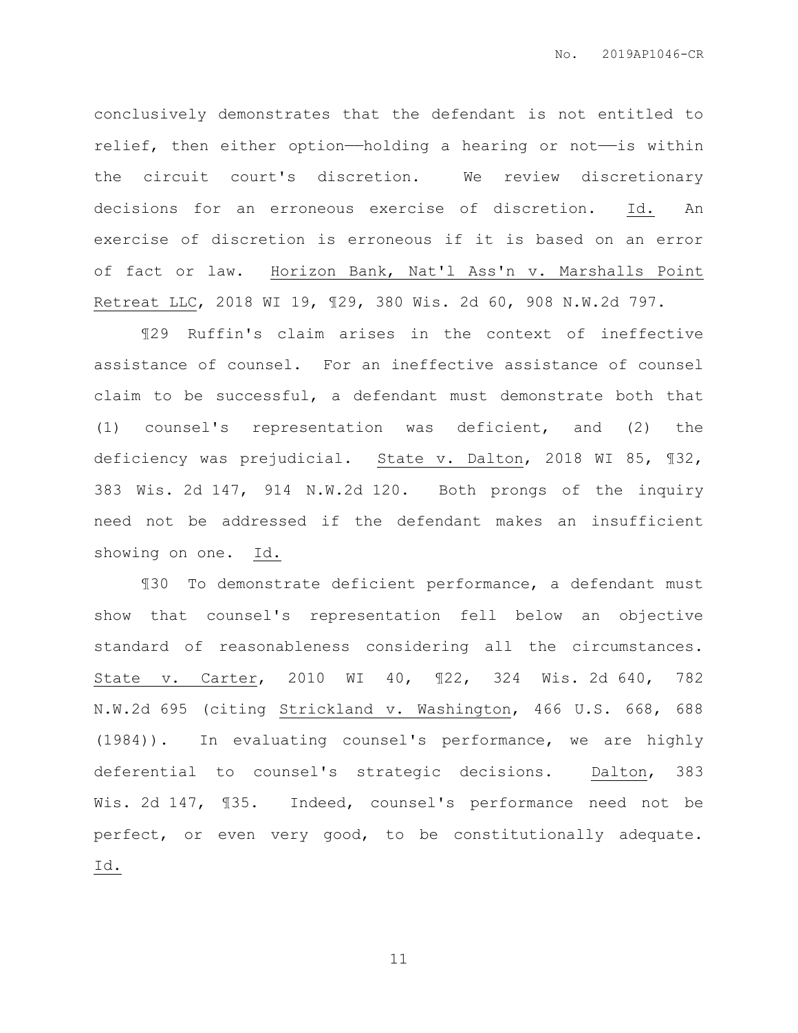conclusively demonstrates that the defendant is not entitled to relief, then either option——holding a hearing or not——is within the circuit court's discretion. We review discretionary decisions for an erroneous exercise of discretion. Id. An exercise of discretion is erroneous if it is based on an error of fact or law. Horizon Bank, Nat'l Ass'n v. Marshalls Point Retreat LLC, 2018 WI 19, ¶29, 380 Wis. 2d 60, 908 N.W.2d 797.

¶29 Ruffin's claim arises in the context of ineffective assistance of counsel. For an ineffective assistance of counsel claim to be successful, a defendant must demonstrate both that (1) counsel's representation was deficient, and (2) the deficiency was prejudicial. State v. Dalton, 2018 WI 85, ¶32, 383 Wis. 2d 147, 914 N.W.2d 120. Both prongs of the inquiry need not be addressed if the defendant makes an insufficient showing on one. Id.

¶30 To demonstrate deficient performance, a defendant must show that counsel's representation fell below an objective standard of reasonableness considering all the circumstances. State v. Carter, 2010 WI 40, ¶22, 324 Wis. 2d 640, 782 N.W.2d 695 (citing Strickland v. Washington, 466 U.S. 668, 688 (1984)). In evaluating counsel's performance, we are highly deferential to counsel's strategic decisions. Dalton, 383 Wis. 2d 147, ¶35. Indeed, counsel's performance need not be perfect, or even very good, to be constitutionally adequate. Id.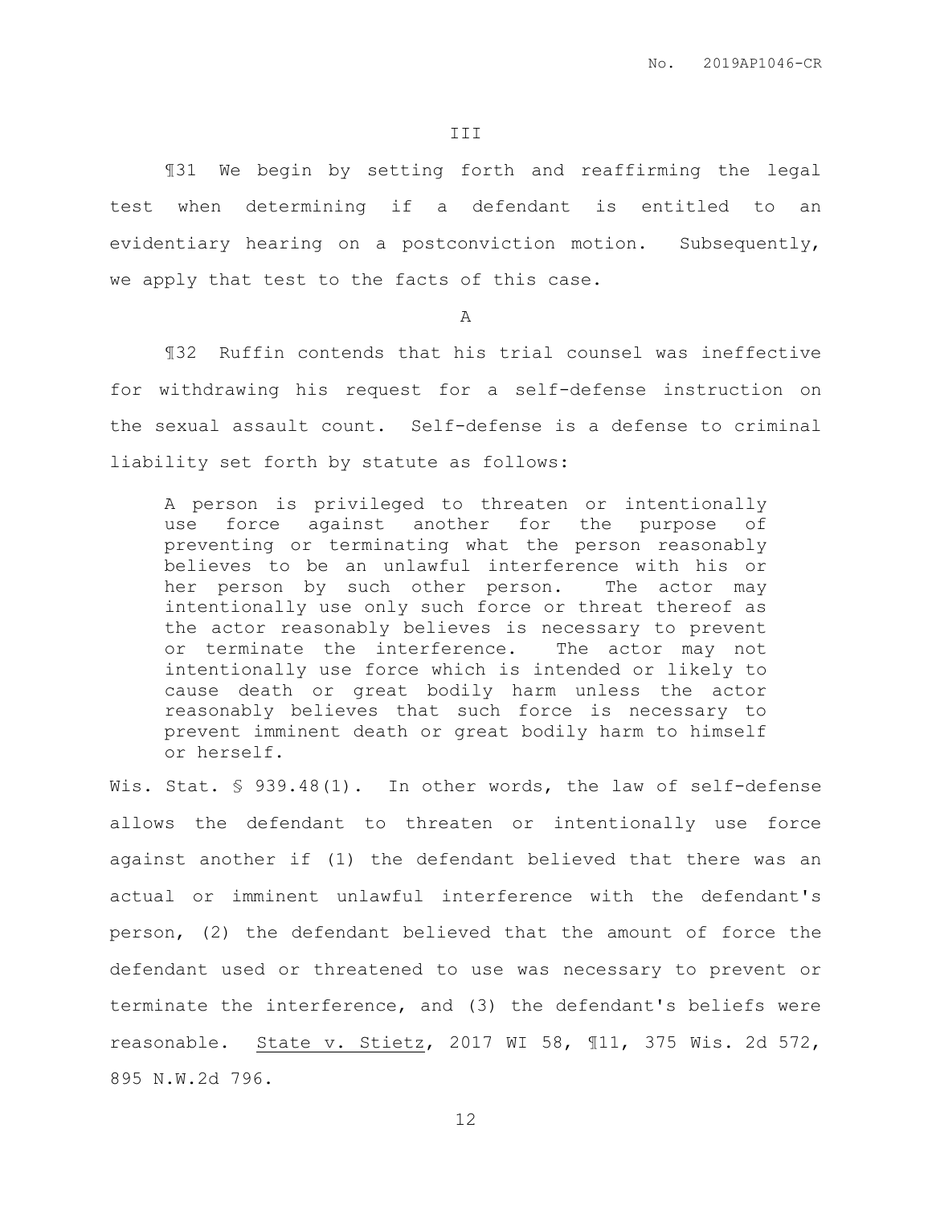## III

¶31 We begin by setting forth and reaffirming the legal test when determining if a defendant is entitled to an evidentiary hearing on a postconviction motion. Subsequently, we apply that test to the facts of this case.

### A

¶32 Ruffin contends that his trial counsel was ineffective for withdrawing his request for a self-defense instruction on the sexual assault count. Self-defense is a defense to criminal liability set forth by statute as follows:

> A person is privileged to threaten or intentionally use force against another for the purpose of preventing or terminating what the person reasonably believes to be an unlawful interference with his or her person by such other person. The actor may intentionally use only such force or threat thereof as the actor reasonably believes is necessary to prevent or terminate the interference. The actor may not intentionally use force which is intended or likely to cause death or great bodily harm unless the actor reasonably believes that such force is necessary to prevent imminent death or great bodily harm to himself or herself.

Wis. Stat. § 939.48(1). In other words, the law of self-defense allows the defendant to threaten or intentionally use force against another if (1) the defendant believed that there was an actual or imminent unlawful interference with the defendant's person, (2) the defendant believed that the amount of force the defendant used or threatened to use was necessary to prevent or terminate the interference, and (3) the defendant's beliefs were reasonable. State v. Stietz, 2017 WI 58, ¶11, 375 Wis. 2d 572, 895 N.W.2d 796.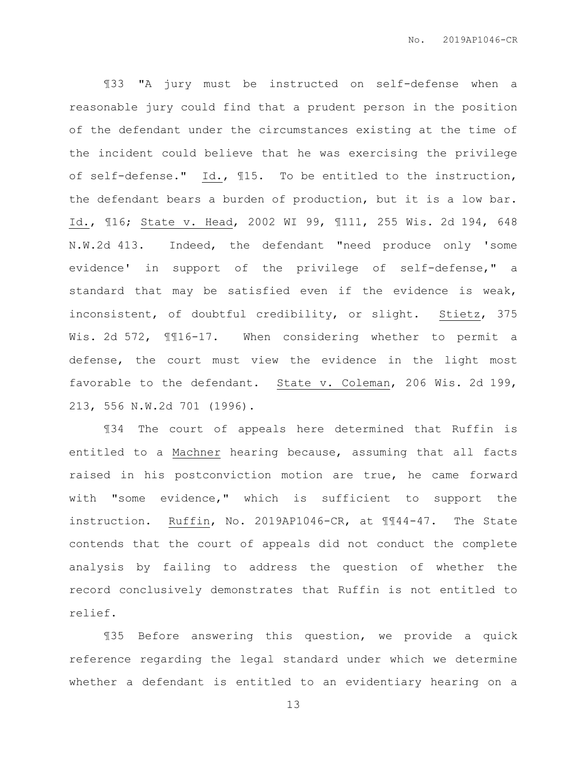¶33 "A jury must be instructed on self-defense when a reasonable jury could find that a prudent person in the position of the defendant under the circumstances existing at the time of the incident could believe that he was exercising the privilege of self-defense." Id., ¶15. To be entitled to the instruction, the defendant bears a burden of production, but it is a low bar. Id., ¶16; State v. Head, 2002 WI 99, ¶111, 255 Wis. 2d 194, 648 N.W.2d 413. Indeed, the defendant "need produce only 'some evidence' in support of the privilege of self-defense," a standard that may be satisfied even if the evidence is weak, inconsistent, of doubtful credibility, or slight. Stietz, 375 Wis. 2d 572, ¶¶16-17. When considering whether to permit a defense, the court must view the evidence in the light most favorable to the defendant. State v. Coleman, 206 Wis. 2d 199, 213, 556 N.W.2d 701 (1996).

¶34 The court of appeals here determined that Ruffin is entitled to a Machner hearing because, assuming that all facts raised in his postconviction motion are true, he came forward with "some evidence," which is sufficient to support the instruction. Ruffin, No. 2019AP1046-CR, at ¶¶44-47. The State contends that the court of appeals did not conduct the complete analysis by failing to address the question of whether the record conclusively demonstrates that Ruffin is not entitled to relief.

¶35 Before answering this question, we provide a quick reference regarding the legal standard under which we determine whether a defendant is entitled to an evidentiary hearing on a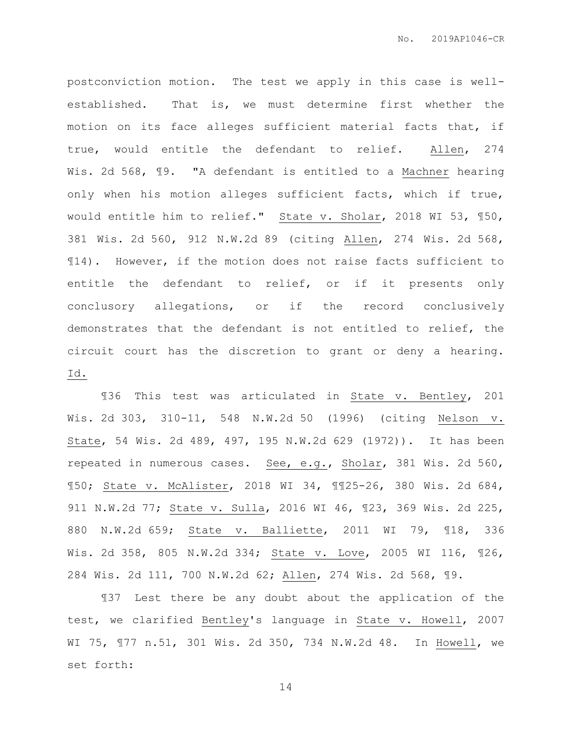postconviction motion. The test we apply in this case is well-established. That is, we must determine first whether the motion on its face alleges sufficient material facts that, if true, would entitle the defendant to relief. Allen, 274 Wis. 2d 568, ¶9. "A defendant is entitled to a Machner hearing only when his motion alleges sufficient facts, which if true, would entitle him to relief." State v. Sholar, 2018 WI 53, ¶50, 381 Wis. 2d 560, 912 N.W.2d 89 (citing Allen, 274 Wis. 2d 568, ¶14). However, if the motion does not raise facts sufficient to entitle the defendant to relief, or if it presents only conclusory allegations, or if the record conclusively demonstrates that the defendant is not entitled to relief, the circuit court has the discretion to grant or deny a hearing. Id.

¶36 This test was articulated in State v. Bentley, 201 Wis. 2d 303, 310-11, 548 N.W.2d 50 (1996) (citing Nelson v. State, 54 Wis. 2d 489, 497, 195 N.W.2d 629 (1972)). It has been repeated in numerous cases. See, e.g., Sholar, 381 Wis. 2d 560, ¶50; State v. McAlister, 2018 WI 34, ¶¶25-26, 380 Wis. 2d 684, 911 N.W.2d 77; State v. Sulla, 2016 WI 46, ¶23, 369 Wis. 2d 225, 880 N.W.2d 659; State v. Balliette, 2011 WI 79, ¶18, 336 Wis. 2d 358, 805 N.W.2d 334; State v. Love, 2005 WI 116, ¶26, 284 Wis. 2d 111, 700 N.W.2d 62; Allen, 274 Wis. 2d 568, ¶9.

¶37 Lest there be any doubt about the application of the test, we clarified Bentley's language in State v. Howell, 2007 WI 75, ¶77 n.51, 301 Wis. 2d 350, 734 N.W.2d 48. In Howell, we set forth: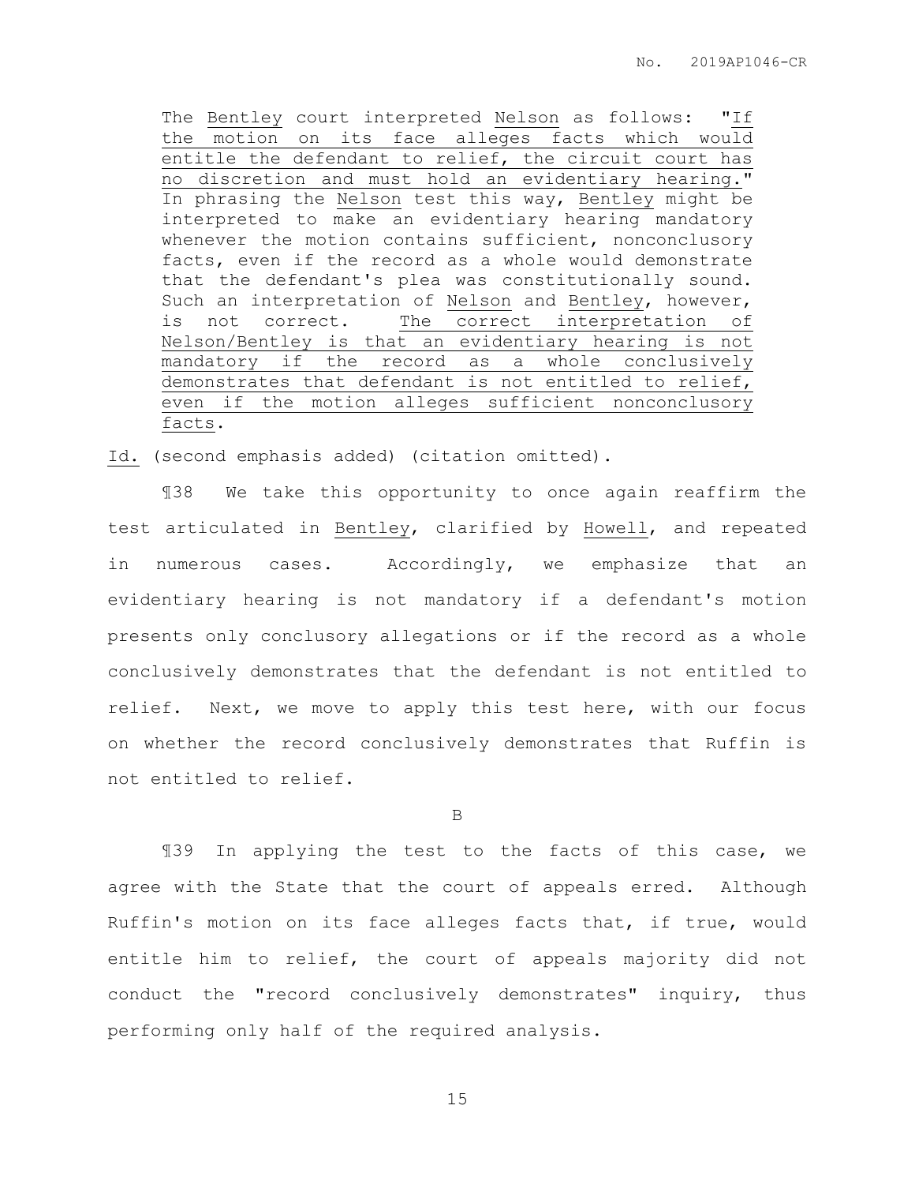> The Bentley court interpreted Nelson as follows: "If the motion on its face alleges facts which would entitle the defendant to relief, the circuit court has no discretion and must hold an evidentiary hearing." In phrasing the Nelson test this way, Bentley might be interpreted to make an evidentiary hearing mandatory whenever the motion contains sufficient, nonconclusory facts, even if the record as a whole would demonstrate that the defendant's plea was constitutionally sound. Such an interpretation of Nelson and Bentley, however, is not correct. The correct interpretation of Nelson/Bentley is that an evidentiary hearing is not mandatory if the record as a whole conclusively demonstrates that defendant is not entitled to relief, even if the motion alleges sufficient nonconclusory facts.

Id. (second emphasis added) (citation omitted).

¶38 We take this opportunity to once again reaffirm the test articulated in Bentley, clarified by Howell, and repeated in numerous cases. Accordingly, we emphasize that an evidentiary hearing is not mandatory if a defendant's motion presents only conclusory allegations or if the record as a whole conclusively demonstrates that the defendant is not entitled to relief. Next, we move to apply this test here, with our focus on whether the record conclusively demonstrates that Ruffin is not entitled to relief.

B

¶39 In applying the test to the facts of this case, we agree with the State that the court of appeals erred. Although Ruffin's motion on its face alleges facts that, if true, would entitle him to relief, the court of appeals majority did not conduct the "record conclusively demonstrates" inquiry, thus performing only half of the required analysis.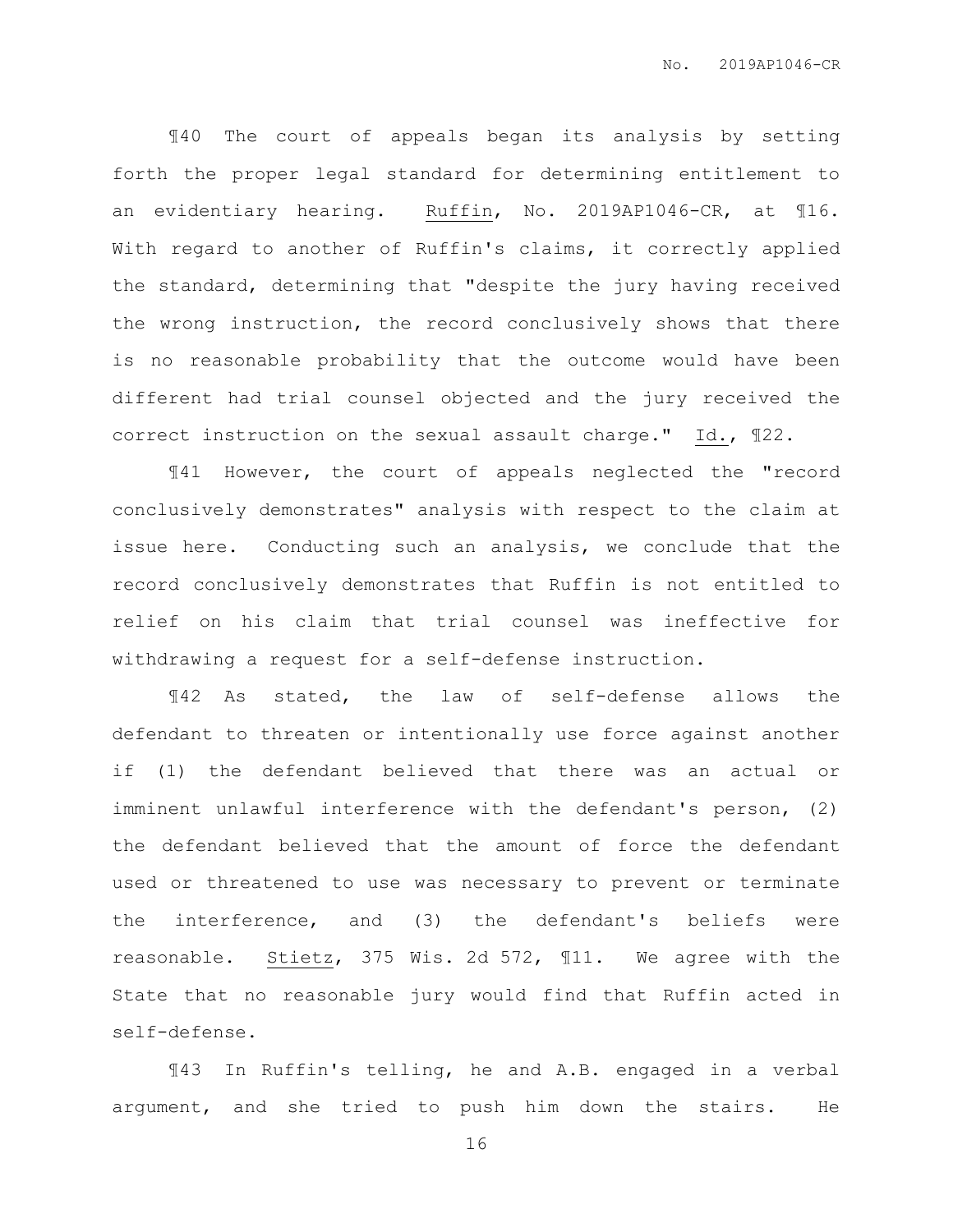¶40 The court of appeals began its analysis by setting forth the proper legal standard for determining entitlement to an evidentiary hearing. Ruffin, No. 2019AP1046-CR, at ¶16. With regard to another of Ruffin's claims, it correctly applied the standard, determining that "despite the jury having received the wrong instruction, the record conclusively shows that there is no reasonable probability that the outcome would have been different had trial counsel objected and the jury received the correct instruction on the sexual assault charge." Id., ¶22.

¶41 However, the court of appeals neglected the "record conclusively demonstrates" analysis with respect to the claim at issue here. Conducting such an analysis, we conclude that the record conclusively demonstrates that Ruffin is not entitled to relief on his claim that trial counsel was ineffective for withdrawing a request for a self-defense instruction.

¶42 As stated, the law of self-defense allows the defendant to threaten or intentionally use force against another if (1) the defendant believed that there was an actual or imminent unlawful interference with the defendant's person, (2) the defendant believed that the amount of force the defendant used or threatened to use was necessary to prevent or terminate the interference, and (3) the defendant's beliefs were reasonable. Stietz, 375 Wis. 2d 572, ¶11. We agree with the State that no reasonable jury would find that Ruffin acted in self-defense.

¶43 In Ruffin's telling, he and A.B. engaged in a verbal argument, and she tried to push him down the stairs. He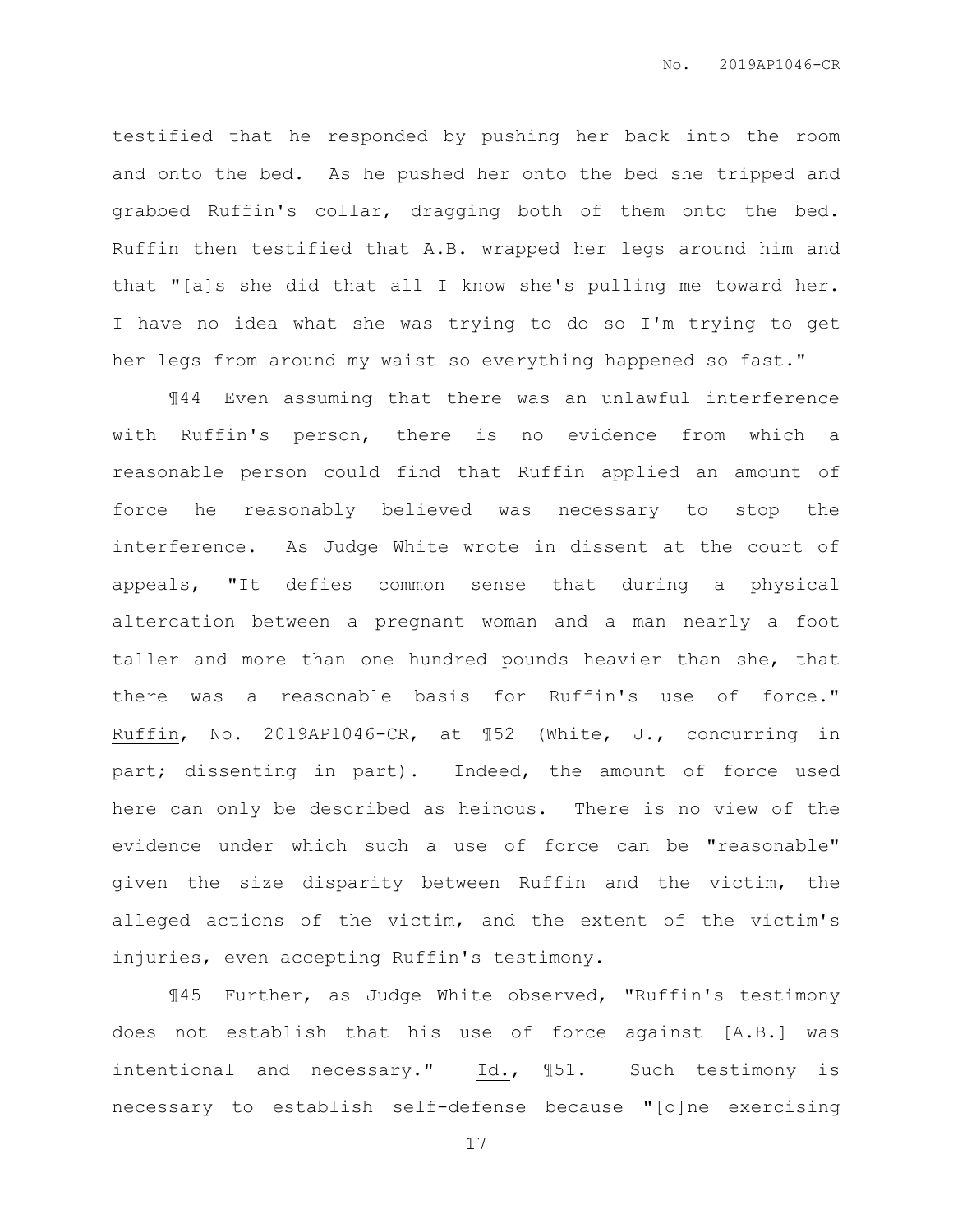testified that he responded by pushing her back into the room and onto the bed. As he pushed her onto the bed she tripped and grabbed Ruffin's collar, dragging both of them onto the bed. Ruffin then testified that A.B. wrapped her legs around him and that "[a]s she did that all I know she's pulling me toward her. I have no idea what she was trying to do so I'm trying to get her legs from around my waist so everything happened so fast."

¶44 Even assuming that there was an unlawful interference with Ruffin's person, there is no evidence from which a reasonable person could find that Ruffin applied an amount of force he reasonably believed was necessary to stop the interference. As Judge White wrote in dissent at the court of appeals, "It defies common sense that during a physical altercation between a pregnant woman and a man nearly a foot taller and more than one hundred pounds heavier than she, that there was a reasonable basis for Ruffin's use of force." Ruffin, No. 2019AP1046-CR, at ¶52 (White, J., concurring in part; dissenting in part). Indeed, the amount of force used here can only be described as heinous. There is no view of the evidence under which such a use of force can be "reasonable" given the size disparity between Ruffin and the victim, the alleged actions of the victim, and the extent of the victim's injuries, even accepting Ruffin's testimony.

¶45 Further, as Judge White observed, "Ruffin's testimony does not establish that his use of force against [A.B.] was intentional and necessary." Id., ¶51. Such testimony is necessary to establish self-defense because "[o]ne exercising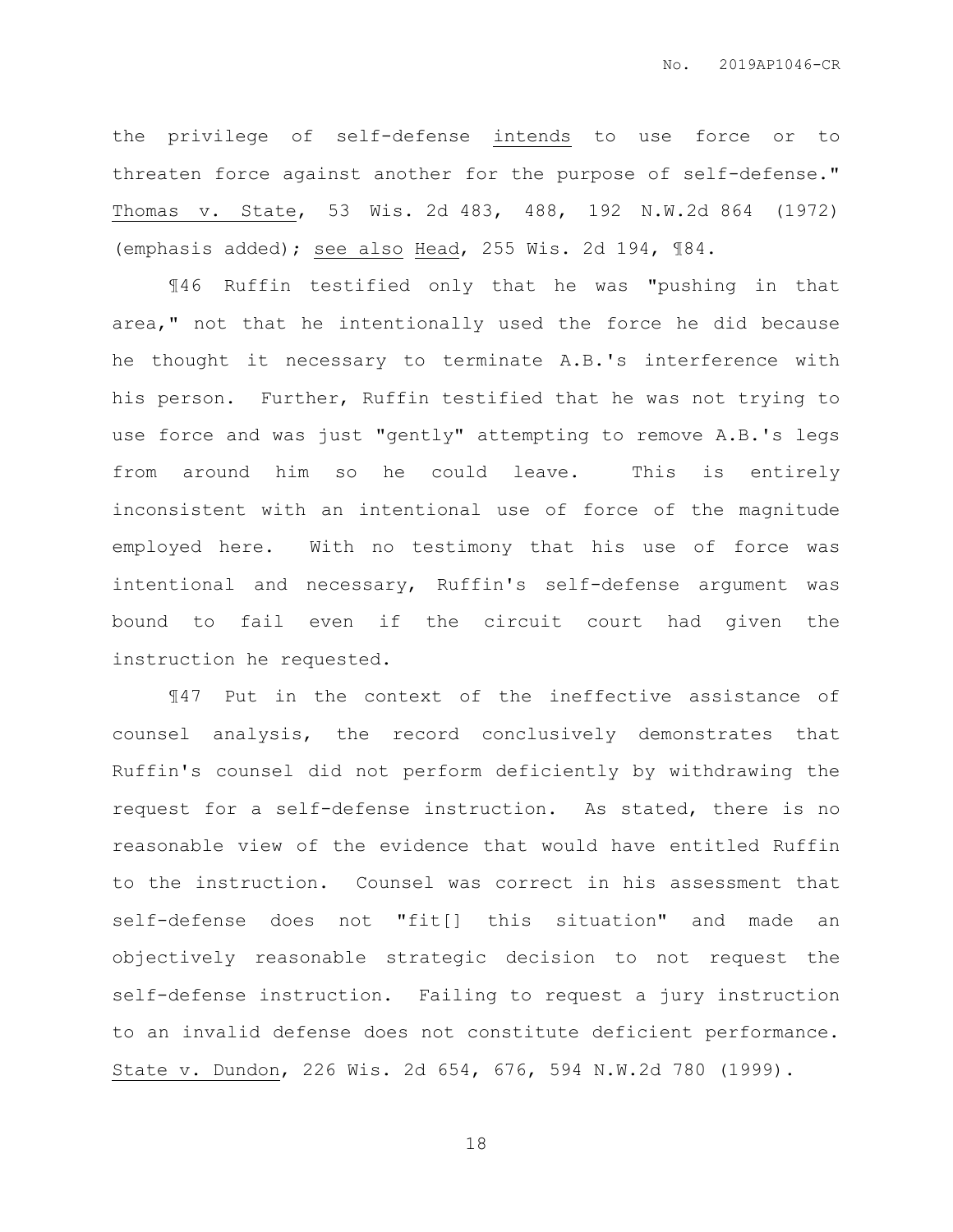the privilege of self-defense intends to use force or to threaten force against another for the purpose of self-defense." Thomas v. State, 53 Wis. 2d 483, 488, 192 N.W.2d 864 (1972) (emphasis added); see also Head, 255 Wis. 2d 194, ¶84.

¶46 Ruffin testified only that he was "pushing in that area," not that he intentionally used the force he did because he thought it necessary to terminate A.B.'s interference with his person. Further, Ruffin testified that he was not trying to use force and was just "gently" attempting to remove A.B.'s legs from around him so he could leave. This is entirely inconsistent with an intentional use of force of the magnitude employed here. With no testimony that his use of force was intentional and necessary, Ruffin's self-defense argument was bound to fail even if the circuit court had given the instruction he requested.

¶47 Put in the context of the ineffective assistance of counsel analysis, the record conclusively demonstrates that Ruffin's counsel did not perform deficiently by withdrawing the request for a self-defense instruction. As stated, there is no reasonable view of the evidence that would have entitled Ruffin to the instruction. Counsel was correct in his assessment that self-defense does not "fit[] this situation" and made an objectively reasonable strategic decision to not request the self-defense instruction. Failing to request a jury instruction to an invalid defense does not constitute deficient performance. State v. Dundon, 226 Wis. 2d 654, 676, 594 N.W.2d 780 (1999).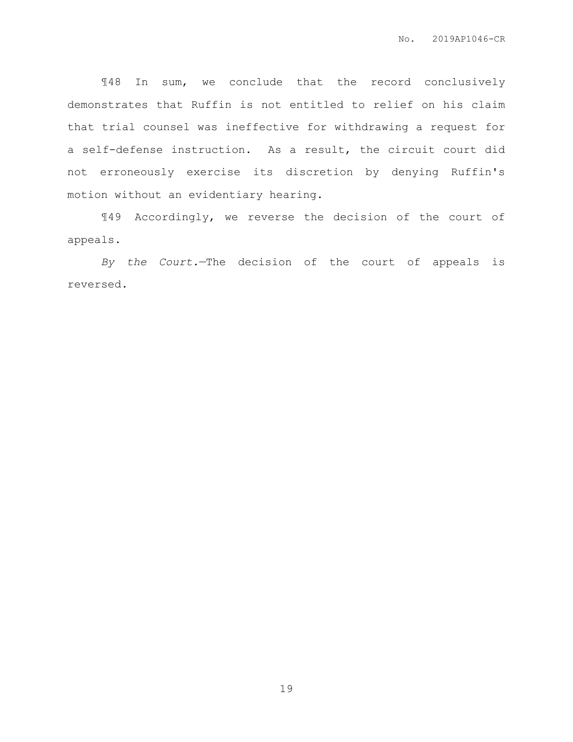¶48 In sum, we conclude that the record conclusively demonstrates that Ruffin is not entitled to relief on his claim that trial counsel was ineffective for withdrawing a request for a self-defense instruction. As a result, the circuit court did not erroneously exercise its discretion by denying Ruffin's motion without an evidentiary hearing.

¶49 Accordingly, we reverse the decision of the court of appeals.

*By the Court.*—The decision of the court of appeals is reversed.